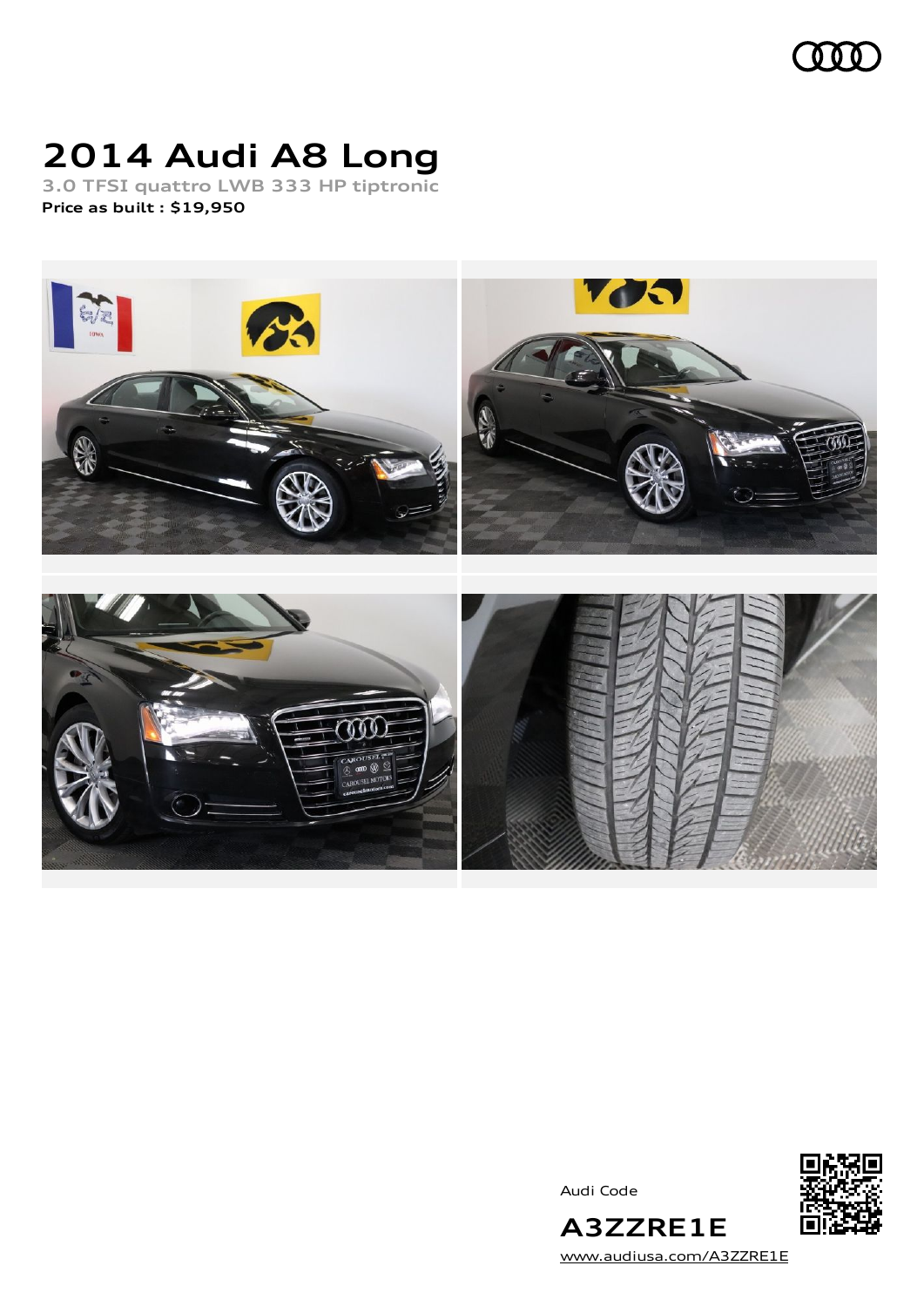# 2014 Audi A8 Long

3.0 TFSI quattro LWB 333 HP tiptronic

**Price as built : $19,950**

Audi Code

**A3ZZRE1E**

www.audiusa.com/A3ZZRE1E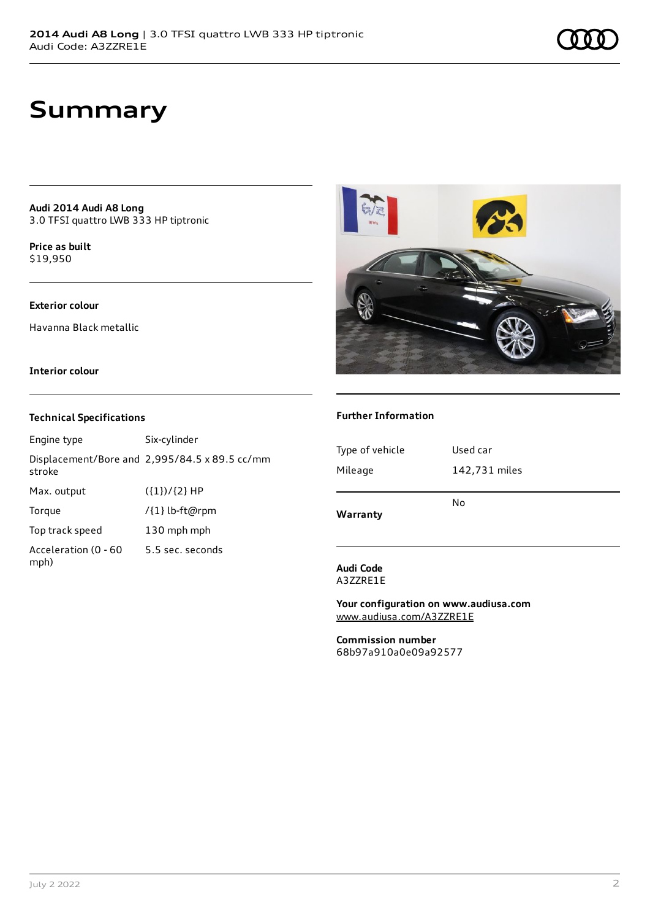# Summary

**Audi 2014 Audi A8 Long**
3.0 TFSI quattro LWB 333 HP tiptronic

**Price as built**
$19,950

**Exterior colour**

Havanna Black metallic

**Interior colour**

### Technical Specifications

| | |
|---|---|
| Engine type | Six-cylinder |
| Displacement/Bore and stroke | 2,995/84.5 x 89.5 cc/mm |
| Max. output | ({1})/{2} HP |
| Torque | /{1} lb-ft@rpm |
| Top track speed | 130 mph mph |
| Acceleration (0 - 60 mph) | 5.5 sec. seconds |

### Further Information

| | |
|---|---|
| Type of vehicle | Used car |
| Mileage | 142,731 miles |

**Warranty** No

**Audi Code**
A3ZZRE1E

**Your configuration on www.audiusa.com**
www.audiusa.com/A3ZZRE1E

**Commission number**
68b97a910a0e09a92577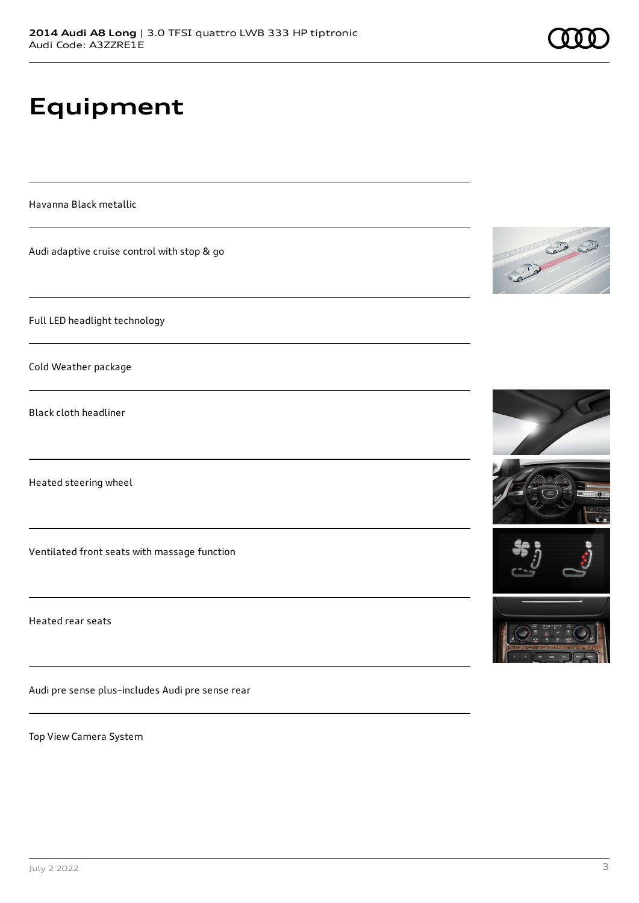# Equipment

Havanna Black metallic

Audi adaptive cruise control with stop & go

Full LED headlight technology

Cold Weather package

Black cloth headliner

Heated steering wheel

Ventilated front seats with massage function

Heated rear seats

Audi pre sense plus–includes Audi pre sense rear

Top View Camera System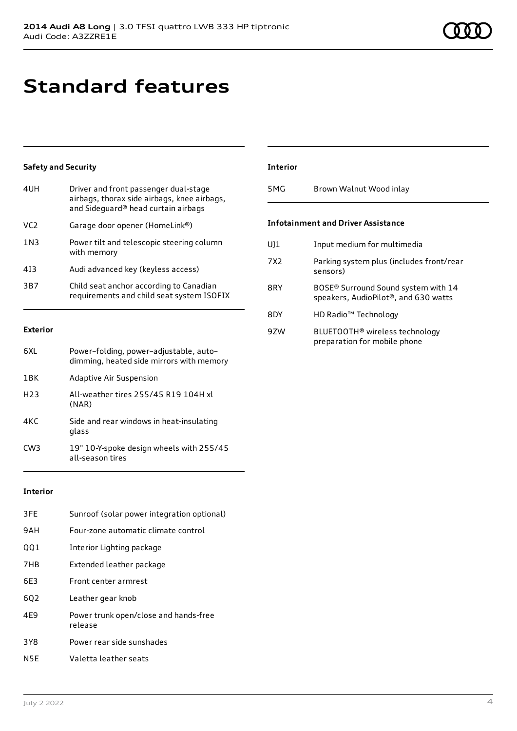# Standard features

### Safety and Security

| | |
|---|---|
| 4UH | Driver and front passenger dual-stage airbags, thorax side airbags, knee airbags, and Sideguard® head curtain airbags |
| VC2 | Garage door opener (HomeLink®) |
| 1N3 | Power tilt and telescopic steering column with memory |
| 4I3 | Audi advanced key (keyless access) |
| 3B7 | Child seat anchor according to Canadian requirements and child seat system ISOFIX |

### Exterior

| | |
|---|---|
| 6XL | Power–folding, power–adjustable, auto–dimming, heated side mirrors with memory |
| 1BK | Adaptive Air Suspension |
| H23 | All-weather tires 255/45 R19 104H xl (NAR) |
| 4KC | Side and rear windows in heat-insulating glass |
| CW3 | 19" 10-Y-spoke design wheels with 255/45 all-season tires |

### Interior

| | |
|---|---|
| 3FE | Sunroof (solar power integration optional) |
| 9AH | Four-zone automatic climate control |
| QQ1 | Interior Lighting package |
| 7HB | Extended leather package |
| 6E3 | Front center armrest |
| 6Q2 | Leather gear knob |
| 4E9 | Power trunk open/close and hands-free release |
| 3Y8 | Power rear side sunshades |
| N5E | Valetta leather seats |

### Interior

| | |
|---|---|
| 5MG | Brown Walnut Wood inlay |

### Infotainment and Driver Assistance

| | |
|---|---|
| UJ1 | Input medium for multimedia |
| 7X2 | Parking system plus (includes front/rear sensors) |
| 8RY | BOSE® Surround Sound system with 14 speakers, AudioPilot®, and 630 watts |
| 8DY | HD Radio™ Technology |
| 9ZW | BLUETOOTH® wireless technology preparation for mobile phone |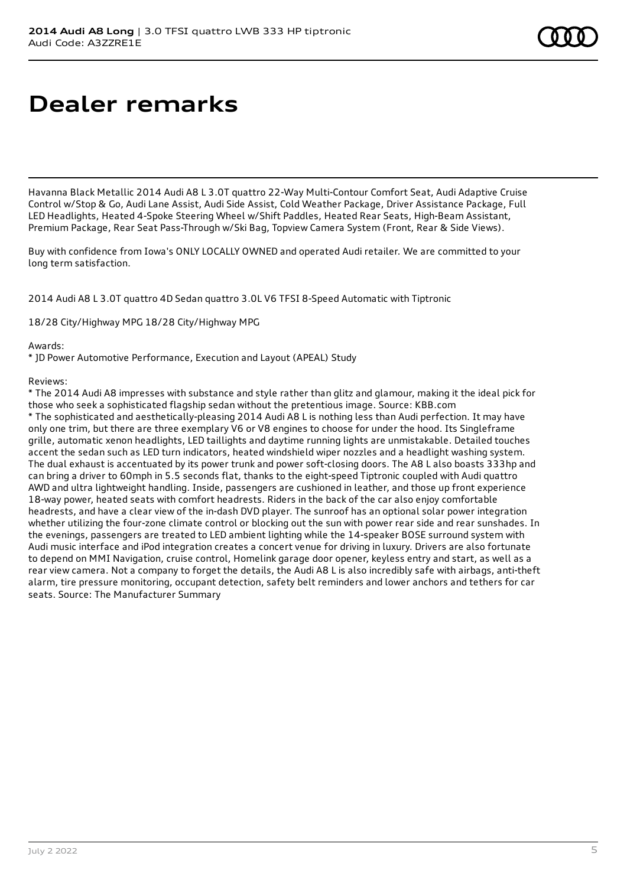# Dealer remarks

Havanna Black Metallic 2014 Audi A8 L 3.0T quattro 22-Way Multi-Contour Comfort Seat, Audi Adaptive Cruise Control w/Stop & Go, Audi Lane Assist, Audi Side Assist, Cold Weather Package, Driver Assistance Package, Full LED Headlights, Heated 4-Spoke Steering Wheel w/Shift Paddles, Heated Rear Seats, High-Beam Assistant, Premium Package, Rear Seat Pass-Through w/Ski Bag, Topview Camera System (Front, Rear & Side Views).

Buy with confidence from Iowa's ONLY LOCALLY OWNED and operated Audi retailer. We are committed to your long term satisfaction.

2014 Audi A8 L 3.0T quattro 4D Sedan quattro 3.0L V6 TFSI 8-Speed Automatic with Tiptronic

18/28 City/Highway MPG 18/28 City/Highway MPG

Awards:
* JD Power Automotive Performance, Execution and Layout (APEAL) Study

Reviews:
* The 2014 Audi A8 impresses with substance and style rather than glitz and glamour, making it the ideal pick for those who seek a sophisticated flagship sedan without the pretentious image. Source: KBB.com
* The sophisticated and aesthetically-pleasing 2014 Audi A8 L is nothing less than Audi perfection. It may have only one trim, but there are three exemplary V6 or V8 engines to choose for under the hood. Its Singleframe grille, automatic xenon headlights, LED taillights and daytime running lights are unmistakable. Detailed touches accent the sedan such as LED turn indicators, heated windshield wiper nozzles and a headlight washing system. The dual exhaust is accentuated by its power trunk and power soft-closing doors. The A8 L also boasts 333hp and can bring a driver to 60mph in 5.5 seconds flat, thanks to the eight-speed Tiptronic coupled with Audi quattro AWD and ultra lightweight handling. Inside, passengers are cushioned in leather, and those up front experience 18-way power, heated seats with comfort headrests. Riders in the back of the car also enjoy comfortable headrests, and have a clear view of the in-dash DVD player. The sunroof has an optional solar power integration whether utilizing the four-zone climate control or blocking out the sun with power rear side and rear sunshades. In the evenings, passengers are treated to LED ambient lighting while the 14-speaker BOSE surround system with Audi music interface and iPod integration creates a concert venue for driving in luxury. Drivers are also fortunate to depend on MMI Navigation, cruise control, Homelink garage door opener, keyless entry and start, as well as a rear view camera. Not a company to forget the details, the Audi A8 L is also incredibly safe with airbags, anti-theft alarm, tire pressure monitoring, occupant detection, safety belt reminders and lower anchors and tethers for car seats. Source: The Manufacturer Summary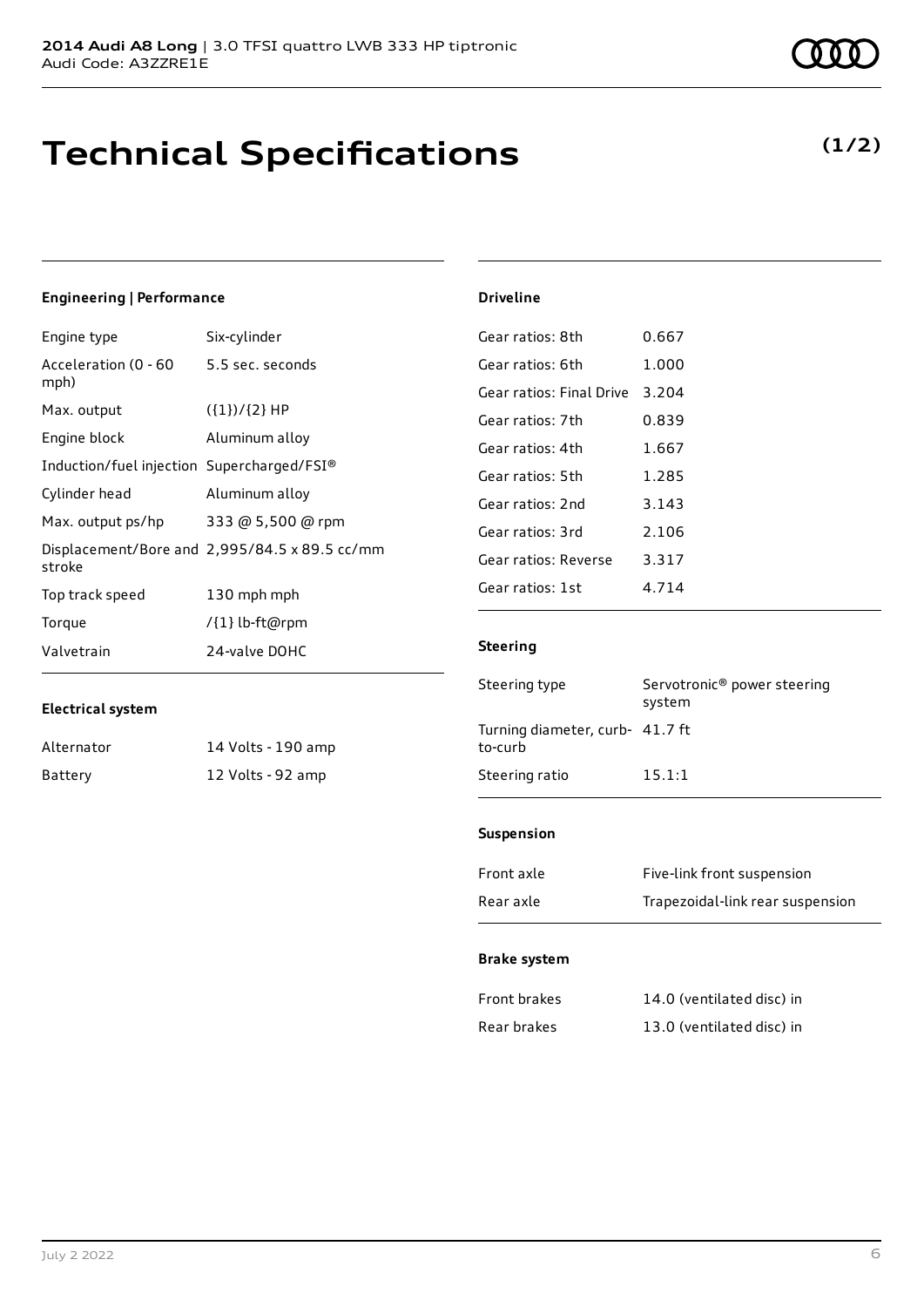# Technical Specifications

**(1/2)**

### Engineering | Performance

| | |
|---|---|
| Engine type | Six-cylinder |
| Acceleration (0 - 60 mph) | 5.5 sec. seconds |
| Max. output | ({1})/{2} HP |
| Engine block | Aluminum alloy |
| Induction/fuel injection | Supercharged/FSI® |
| Cylinder head | Aluminum alloy |
| Max. output ps/hp | 333 @ 5,500 @ rpm |
| Displacement/Bore and stroke | 2,995/84.5 x 89.5 cc/mm |
| Top track speed | 130 mph mph |
| Torque | /{1} lb-ft@rpm |
| Valvetrain | 24-valve DOHC |

### Electrical system

| | |
|---|---|
| Alternator | 14 Volts - 190 amp |
| Battery | 12 Volts - 92 amp |

### Driveline

| | |
|---|---|
| Gear ratios: 8th | 0.667 |
| Gear ratios: 6th | 1.000 |
| Gear ratios: Final Drive | 3.204 |
| Gear ratios: 7th | 0.839 |
| Gear ratios: 4th | 1.667 |
| Gear ratios: 5th | 1.285 |
| Gear ratios: 2nd | 3.143 |
| Gear ratios: 3rd | 2.106 |
| Gear ratios: Reverse | 3.317 |
| Gear ratios: 1st | 4.714 |

### Steering

| | |
|---|---|
| Steering type | Servotronic® power steering system |
| Turning diameter, curb-to-curb | 41.7 ft |
| Steering ratio | 15.1:1 |

### Suspension

| | |
|---|---|
| Front axle | Five-link front suspension |
| Rear axle | Trapezoidal-link rear suspension |

### Brake system

| | |
|---|---|
| Front brakes | 14.0 (ventilated disc) in |
| Rear brakes | 13.0 (ventilated disc) in |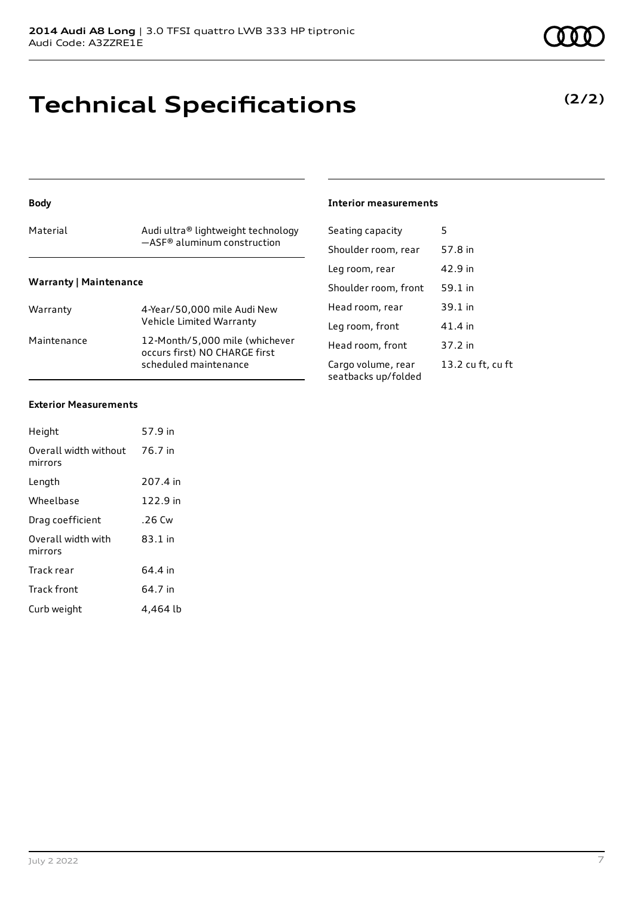# Technical Specifications

**(2/2)**

### Body

| Material | Audi ultra® lightweight technology —ASF® aluminum construction |
| --- | --- |

### Warranty | Maintenance

| Warranty | 4-Year/50,000 mile Audi New Vehicle Limited Warranty |
| --- | --- |
| Maintenance | 12-Month/5,000 mile (whichever occurs first) NO CHARGE first scheduled maintenance |

### Exterior Measurements

| Height | 57.9 in |
| --- | --- |
| Overall width without mirrors | 76.7 in |
| Length | 207.4 in |
| Wheelbase | 122.9 in |
| Drag coefficient | .26 Cw |
| Overall width with mirrors | 83.1 in |
| Track rear | 64.4 in |
| Track front | 64.7 in |
| Curb weight | 4,464 lb |

### Interior measurements

| Seating capacity | 5 |
| --- | --- |
| Shoulder room, rear | 57.8 in |
| Leg room, rear | 42.9 in |
| Shoulder room, front | 59.1 in |
| Head room, rear | 39.1 in |
| Leg room, front | 41.4 in |
| Head room, front | 37.2 in |
| Cargo volume, rear seatbacks up/folded | 13.2 cu ft, cu ft |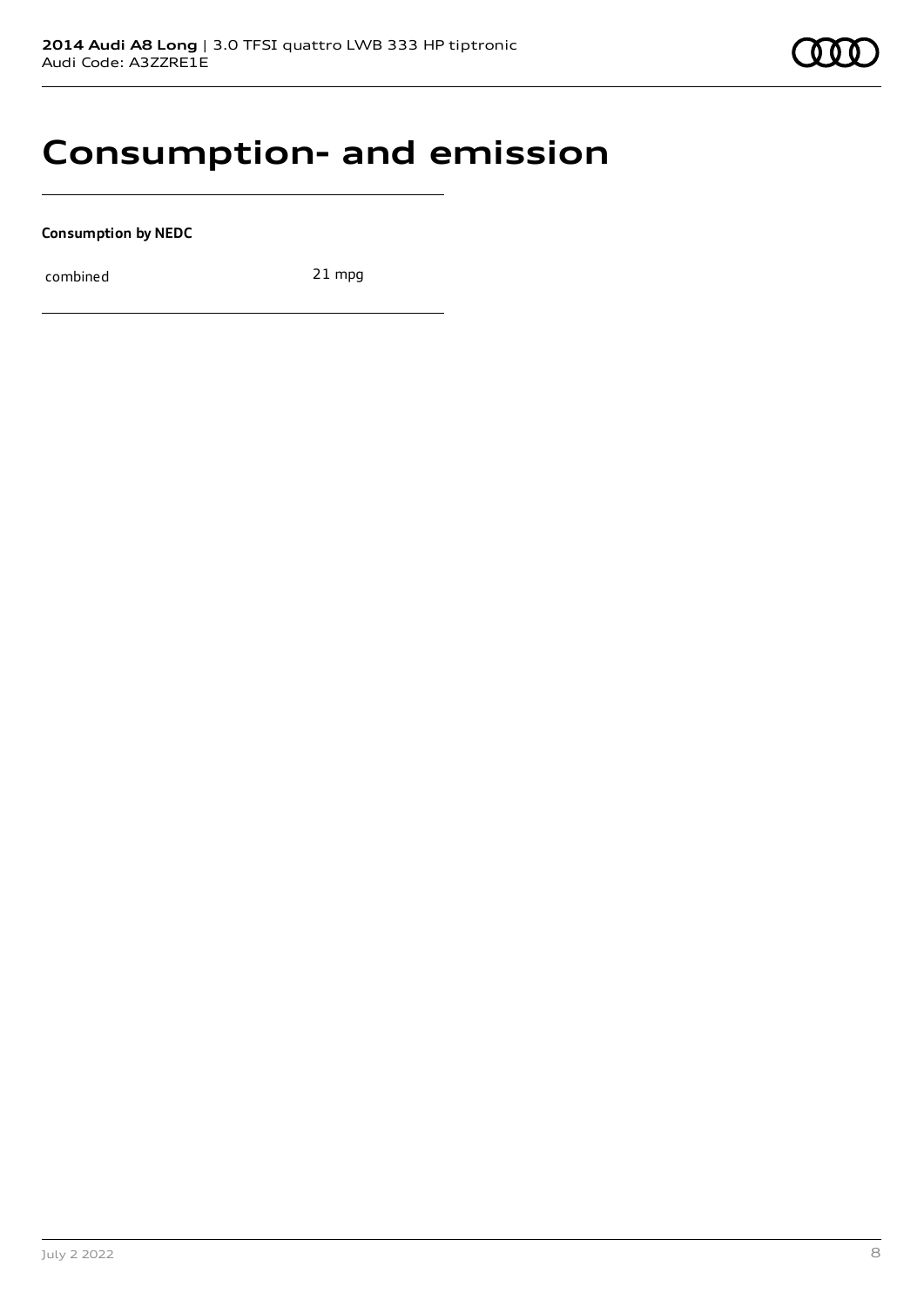# Consumption- and emission

**Consumption by NEDC**

| | |
|---|---|
| combined | 21 mpg |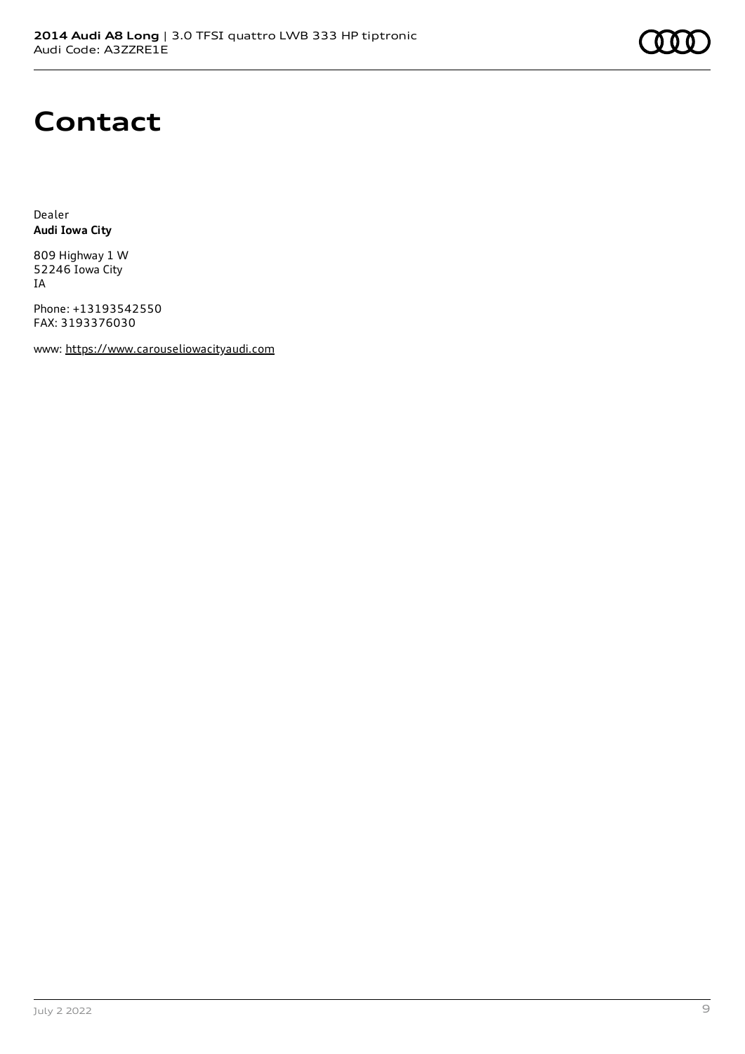# Contact

Dealer
**Audi Iowa City**

809 Highway 1 W
52246 Iowa City
IA

Phone: +13193542550
FAX: 3193376030

www: https://www.carouseliowacityaudi.com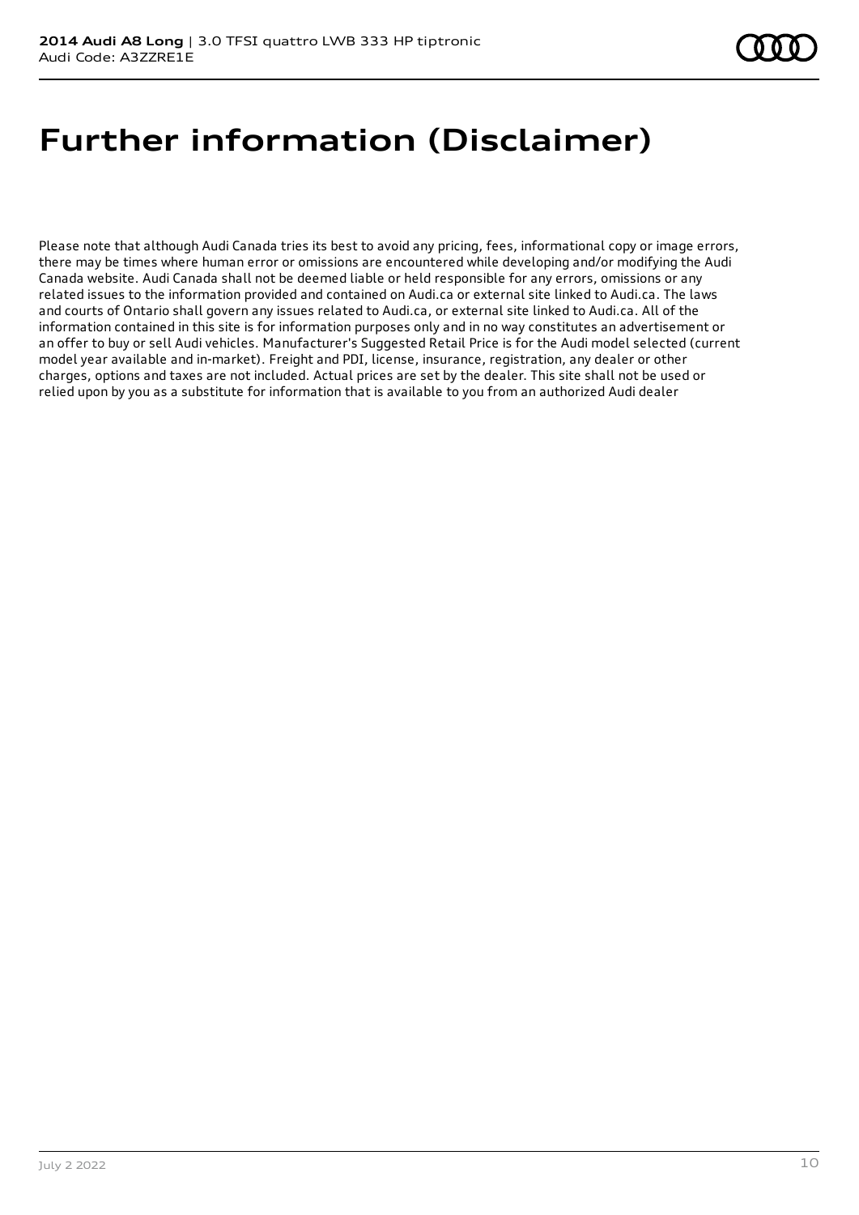# Further information (Disclaimer)

Please note that although Audi Canada tries its best to avoid any pricing, fees, informational copy or image errors, there may be times where human error or omissions are encountered while developing and/or modifying the Audi Canada website. Audi Canada shall not be deemed liable or held responsible for any errors, omissions or any related issues to the information provided and contained on Audi.ca or external site linked to Audi.ca. The laws and courts of Ontario shall govern any issues related to Audi.ca, or external site linked to Audi.ca. All of the information contained in this site is for information purposes only and in no way constitutes an advertisement or an offer to buy or sell Audi vehicles. Manufacturer's Suggested Retail Price is for the Audi model selected (current model year available and in-market). Freight and PDI, license, insurance, registration, any dealer or other charges, options and taxes are not included. Actual prices are set by the dealer. This site shall not be used or relied upon by you as a substitute for information that is available to you from an authorized Audi dealer